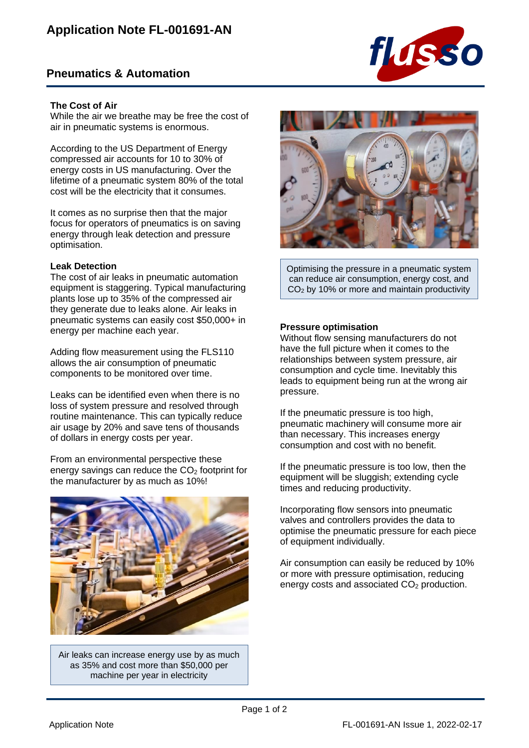# Application Note FL-001691-AN

## Pneumatics & Automation

### The Cost of Air

While the air we breathe may be free the cost of air in pneumatic systems is enormous.

According to the US Department of Energy compressed air accounts for 10 to 30% of energy costs in US manufacturing. Over the lifetime of a pneumatic system 80% of the total cost will be the electricity that it consumes.

It comes as no surprise then that the major focus for operators of pneumatics is on saving energy through leak detection and pressure optimisation.

### Leak Detection

The cost of air leaks in pneumatic automation equipment is staggering. Typical manufacturing plants lose up to 35% of the compressed air they generate due to leaks alone. Air leaks in pneumatic systems can easily cost $50,000+ in energy per machine each year.

Adding flow measurement using the FLS110 allows the air consumption of pneumatic components to be monitored over time.

Leaks can be identified even when there is no loss of system pressure and resolved through routine maintenance. This can typically reduce air usage by 20% and save tens of thousands of dollars in energy costs per year.

From an environmental perspective these energy savings can reduce the $CO_2$ footprint for the manufacturer by as much as 10%!

Air leaks can increase energy use by as much as 35% and cost more than $50,000 per machine per year in electricity

Optimising the pressure in a pneumatic system can reduce air consumption, energy cost, and $CO_2$ by 10% or more and maintain productivity

### Pressure optimisation

Without flow sensing manufacturers do not have the full picture when it comes to the relationships between system pressure, air consumption and cycle time. Inevitably this leads to equipment being run at the wrong air pressure.

If the pneumatic pressure is too high, pneumatic machinery will consume more air than necessary. This increases energy consumption and cost with no benefit.

If the pneumatic pressure is too low, then the equipment will be sluggish; extending cycle times and reducing productivity.

Incorporating flow sensors into pneumatic valves and controllers provides the data to optimise the pneumatic pressure for each piece of equipment individually.

Air consumption can easily be reduced by 10% or more with pressure optimisation, reducing energy costs and associated $CO_2$ production.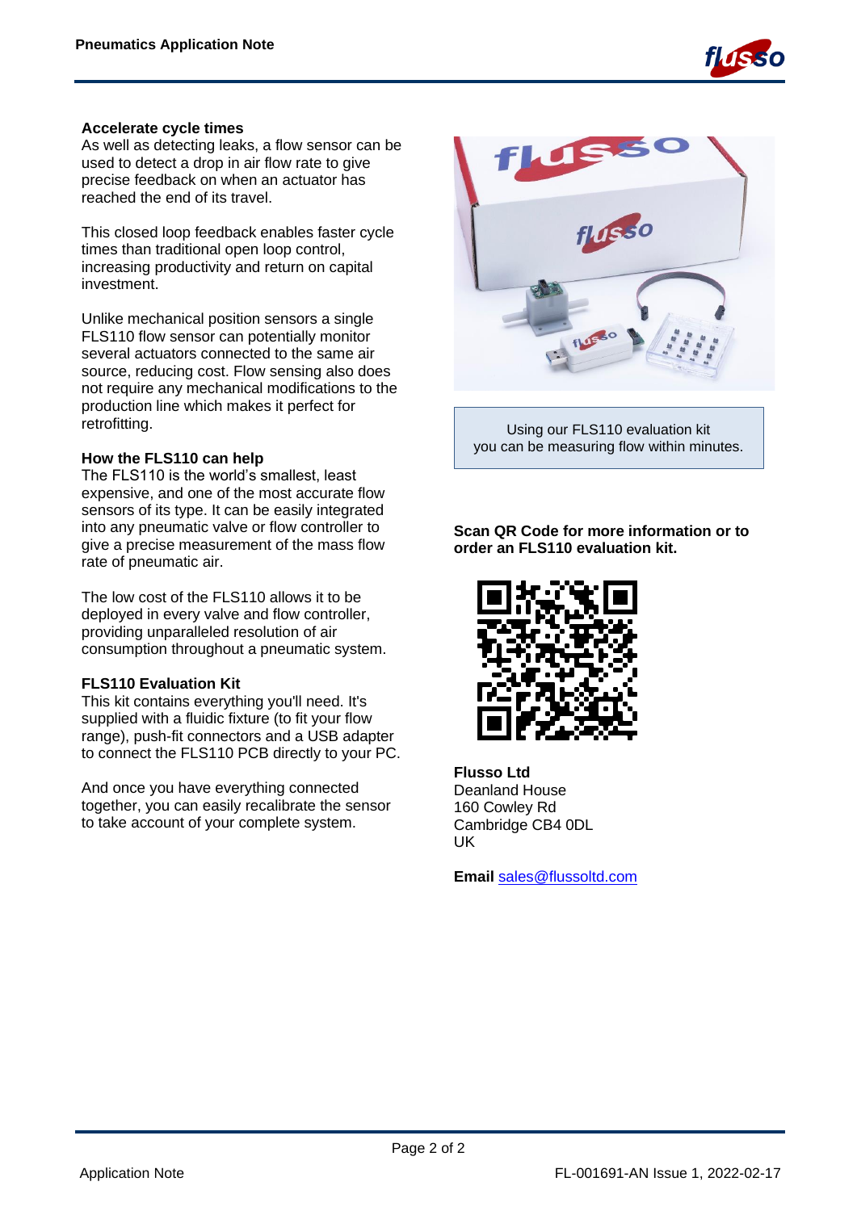### Accelerate cycle times

As well as detecting leaks, a flow sensor can be used to detect a drop in air flow rate to give precise feedback on when an actuator has reached the end of its travel.

This closed loop feedback enables faster cycle times than traditional open loop control, increasing productivity and return on capital investment.

Unlike mechanical position sensors a single FLS110 flow sensor can potentially monitor several actuators connected to the same air source, reducing cost. Flow sensing also does not require any mechanical modifications to the production line which makes it perfect for retrofitting.

### How the FLS110 can help

The FLS110 is the world's smallest, least expensive, and one of the most accurate flow sensors of its type. It can be easily integrated into any pneumatic valve or flow controller to give a precise measurement of the mass flow rate of pneumatic air.

The low cost of the FLS110 allows it to be deployed in every valve and flow controller, providing unparalleled resolution of air consumption throughout a pneumatic system.

### FLS110 Evaluation Kit

This kit contains everything you'll need. It's supplied with a fluidic fixture (to fit your flow range), push-fit connectors and a USB adapter to connect the FLS110 PCB directly to your PC.

And once you have everything connected together, you can easily recalibrate the sensor to take account of your complete system.

Using our FLS110 evaluation kit
you can be measuring flow within minutes.

**Scan QR Code for more information or to order an FLS110 evaluation kit.**

**Flusso Ltd**
Deanland House
160 Cowley Rd
Cambridge CB4 0DL
UK

**Email** sales@flussoltd.com

Application Note

FL-001691-AN Issue 1, 2022-02-17